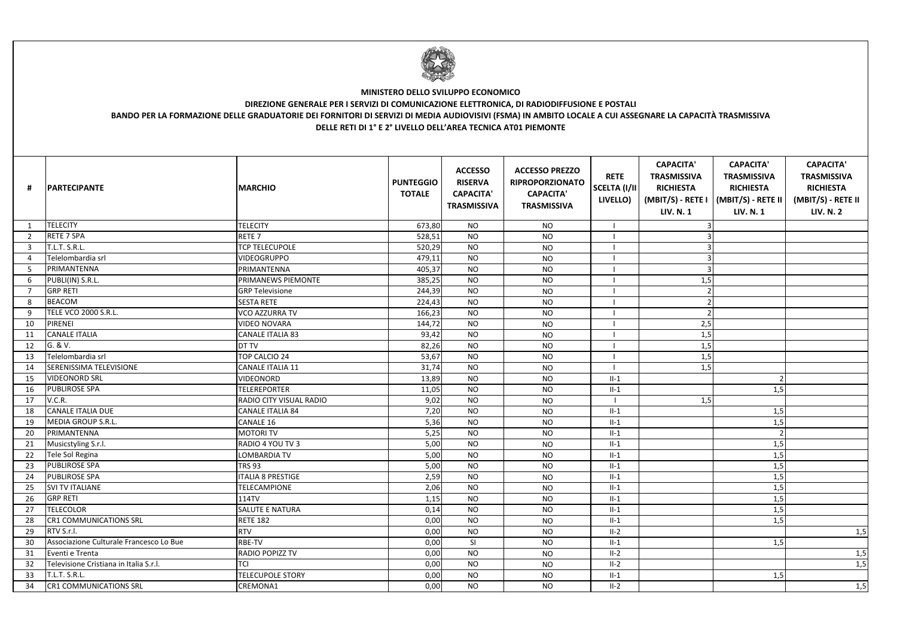**MINISTERO DELLO SVILUPPO ECONOMICO**

**DIREZIONE GENERALE PER I SERVIZI DI COMUNICAZIONE ELETTRONICA, DI RADIODIFFUSIONE E POSTALI**

**BANDO PER LA FORMAZIONE DELLE GRADUATORIE DEI FORNITORI DI SERVIZI DI MEDIA AUDIOVISIVI (FSMA) IN AMBITO LOCALE A CUI ASSEGNARE LA CAPACITÀ TRASMISSIVA DELLE RETI DI 1° E 2° LIVELLO DELL'AREA TECNICA AT01 PIEMONTE**

| # | PARTECIPANTE | MARCHIO | PUNTEGGIO TOTALE | ACCESSO RISERVA CAPACITA' TRASMISSIVA | ACCESSO PREZZO RIPROPORZIONATO CAPACITA' TRASMISSIVA | RETE SCELTA (I/II LIVELLO) | CAPACITA' TRASMISSIVA RICHIESTA (MBIT/S) - RETE I LIV. N. 1 | CAPACITA' TRASMISSIVA RICHIESTA (MBIT/S) - RETE II LIV. N. 1 | CAPACITA' TRASMISSIVA RICHIESTA (MBIT/S) - RETE II LIV. N. 2 |
|---|---|---|---|---|---|---|---|---|---|
| 1 | TELECITY | TELECITY | 673,80 | NO | NO | I | 3 | | |
| 2 | RETE 7 SPA | RETE 7 | 528,51 | NO | NO | I | 3 | | |
| 3 | T.L.T. S.R.L. | TCP TELECUPOLE | 520,29 | NO | NO | I | 3 | | |
| 4 | Telelombardia srl | VIDEOGRUPPO | 479,11 | NO | NO | I | 3 | | |
| 5 | PRIMANTENNA | PRIMANTENNA | 405,37 | NO | NO | I | 3 | | |
| 6 | PUBLI(IN) S.R.L. | PRIMANEWS PIEMONTE | 385,25 | NO | NO | I | 1,5 | | |
| 7 | GRP RETI | GRP Televisione | 244,39 | NO | NO | I | 2 | | |
| 8 | BEACOM | SESTA RETE | 224,43 | NO | NO | I | 2 | | |
| 9 | TELE VCO 2000 S.R.L. | VCO AZZURRA TV | 166,23 | NO | NO | I | 2 | | |
| 10 | PIRENEI | VIDEO NOVARA | 144,72 | NO | NO | I | 2,5 | | |
| 11 | CANALE ITALIA | CANALE ITALIA 83 | 93,42 | NO | NO | I | 1,5 | | |
| 12 | G. & V. | DT TV | 82,26 | NO | NO | I | 1,5 | | |
| 13 | Telelombardia srl | TOP CALCIO 24 | 53,67 | NO | NO | I | 1,5 | | |
| 14 | SERENISSIMA TELEVISIONE | CANALE ITALIA 11 | 31,74 | NO | NO | I | 1,5 | | |
| 15 | VIDEONORD SRL | VIDEONORD | 13,89 | NO | NO | II-1 | | 2 | |
| 16 | PUBLIROSE SPA | TELEREPORTER | 11,05 | NO | NO | II-1 | | 1,5 | |
| 17 | V.C.R. | RADIO CITY VISUAL RADIO | 9,02 | NO | NO | I | 1,5 | | |
| 18 | CANALE ITALIA DUE | CANALE ITALIA 84 | 7,20 | NO | NO | II-1 | | 1,5 | |
| 19 | MEDIA GROUP S.R.L. | CANALE 16 | 5,36 | NO | NO | II-1 | | 1,5 | |
| 20 | PRIMANTENNA | MOTORI TV | 5,25 | NO | NO | II-1 | | 2 | |
| 21 | Musicstyling S.r.l. | RADIO 4 YOU TV 3 | 5,00 | NO | NO | II-1 | | 1,5 | |
| 22 | Tele Sol Regina | LOMBARDIA TV | 5,00 | NO | NO | II-1 | | 1,5 | |
| 23 | PUBLIROSE SPA | TRS 93 | 5,00 | NO | NO | II-1 | | 1,5 | |
| 24 | PUBLIROSE SPA | ITALIA 8 PRESTIGE | 2,59 | NO | NO | II-1 | | 1,5 | |
| 25 | SVI TV ITALIANE | TELECAMPIONE | 2,06 | NO | NO | II-1 | | 1,5 | |
| 26 | GRP RETI | 114TV | 1,15 | NO | NO | II-1 | | 1,5 | |
| 27 | TELECOLOR | SALUTE E NATURA | 0,14 | NO | NO | II-1 | | 1,5 | |
| 28 | CR1 COMMUNICATIONS SRL | RETE 182 | 0,00 | NO | NO | II-1 | | 1,5 | |
| 29 | RTV S.r.l. | RTV | 0,00 | NO | NO | II-2 | | | 1,5 |
| 30 | Associazione Culturale Francesco Lo Bue | RBE-TV | 0,00 | SI | NO | II-1 | | 1,5 | |
| 31 | Eventi e Trenta | RADIO POPIZZ TV | 0,00 | NO | NO | II-2 | | | 1,5 |
| 32 | Televisione Cristiana in Italia S.r.l. | TCI | 0,00 | NO | NO | II-2 | | | 1,5 |
| 33 | T.L.T. S.R.L. | TELECUPOLE STORY | 0,00 | NO | NO | II-1 | | 1,5 | |
| 34 | CR1 COMMUNICATIONS SRL | CREMONA1 | 0,00 | NO | NO | II-2 | | | 1,5 |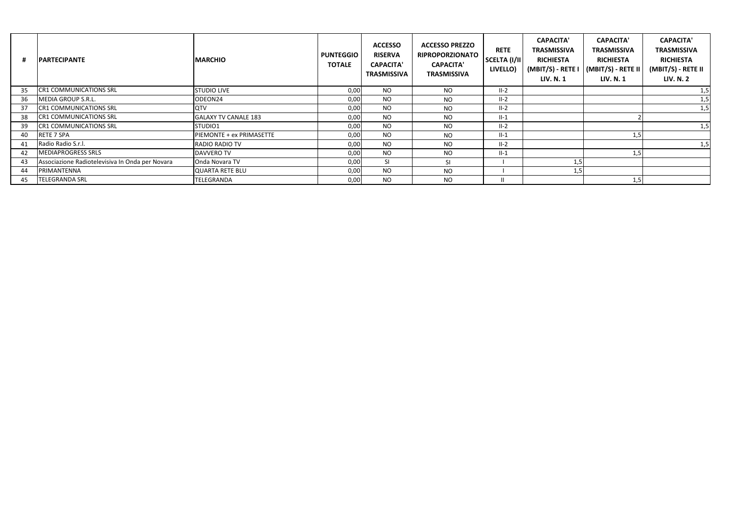| # | PARTECIPANTE | MARCHIO | PUNTEGGIO TOTALE | ACCESSO RISERVA CAPACITA' TRASMISSIVA | ACCESSO PREZZO RIPROPORZIONATO CAPACITA' TRASMISSIVA | RETE SCELTA (I/II LIVELLO) | CAPACITA' TRASMISSIVA RICHIESTA (MBIT/S) - RETE I LIV. N. 1 | CAPACITA' TRASMISSIVA RICHIESTA (MBIT/S) - RETE II LIV. N. 1 | CAPACITA' TRASMISSIVA RICHIESTA (MBIT/S) - RETE II LIV. N. 2 |
|---|---|---|---|---|---|---|---|---|---|
| 35 | CR1 COMMUNICATIONS SRL | STUDIO LIVE | 0,00 | NO | NO | II-2 | | | 1,5 |
| 36 | MEDIA GROUP S.R.L. | ODEON24 | 0,00 | NO | NO | II-2 | | | 1,5 |
| 37 | CR1 COMMUNICATIONS SRL | QTV | 0,00 | NO | NO | II-2 | | | 1,5 |
| 38 | CR1 COMMUNICATIONS SRL | GALAXY TV CANALE 183 | 0,00 | NO | NO | II-1 | | 2 | |
| 39 | CR1 COMMUNICATIONS SRL | STUDIO1 | 0,00 | NO | NO | II-2 | | | 1,5 |
| 40 | RETE 7 SPA | PIEMONTE + ex PRIMASETTE | 0,00 | NO | NO | II-1 | | 1,5 | |
| 41 | Radio Radio S.r.l. | RADIO RADIO TV | 0,00 | NO | NO | II-2 | | | 1,5 |
| 42 | MEDIAPROGRESS SRLS | DAVVERO TV | 0,00 | NO | NO | II-1 | | 1,5 | |
| 43 | Associazione Radiotelevisiva In Onda per Novara | Onda Novara TV | 0,00 | SI | SI | I | 1,5 | | |
| 44 | PRIMANTENNA | QUARTA RETE BLU | 0,00 | NO | NO | I | 1,5 | | |
| 45 | TELEGRANDA SRL | TELEGRANDA | 0,00 | NO | NO | II | | 1,5 | |